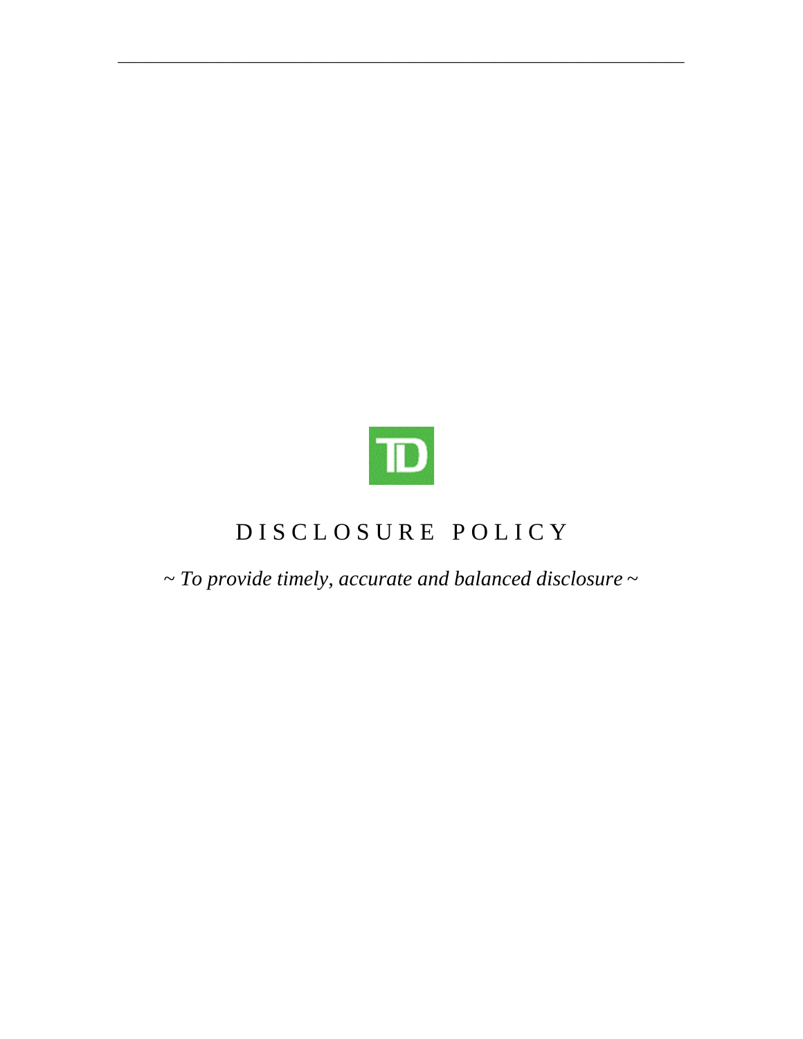# DISCLOSURE POLICY

*~ To provide timely, accurate and balanced disclosure ~*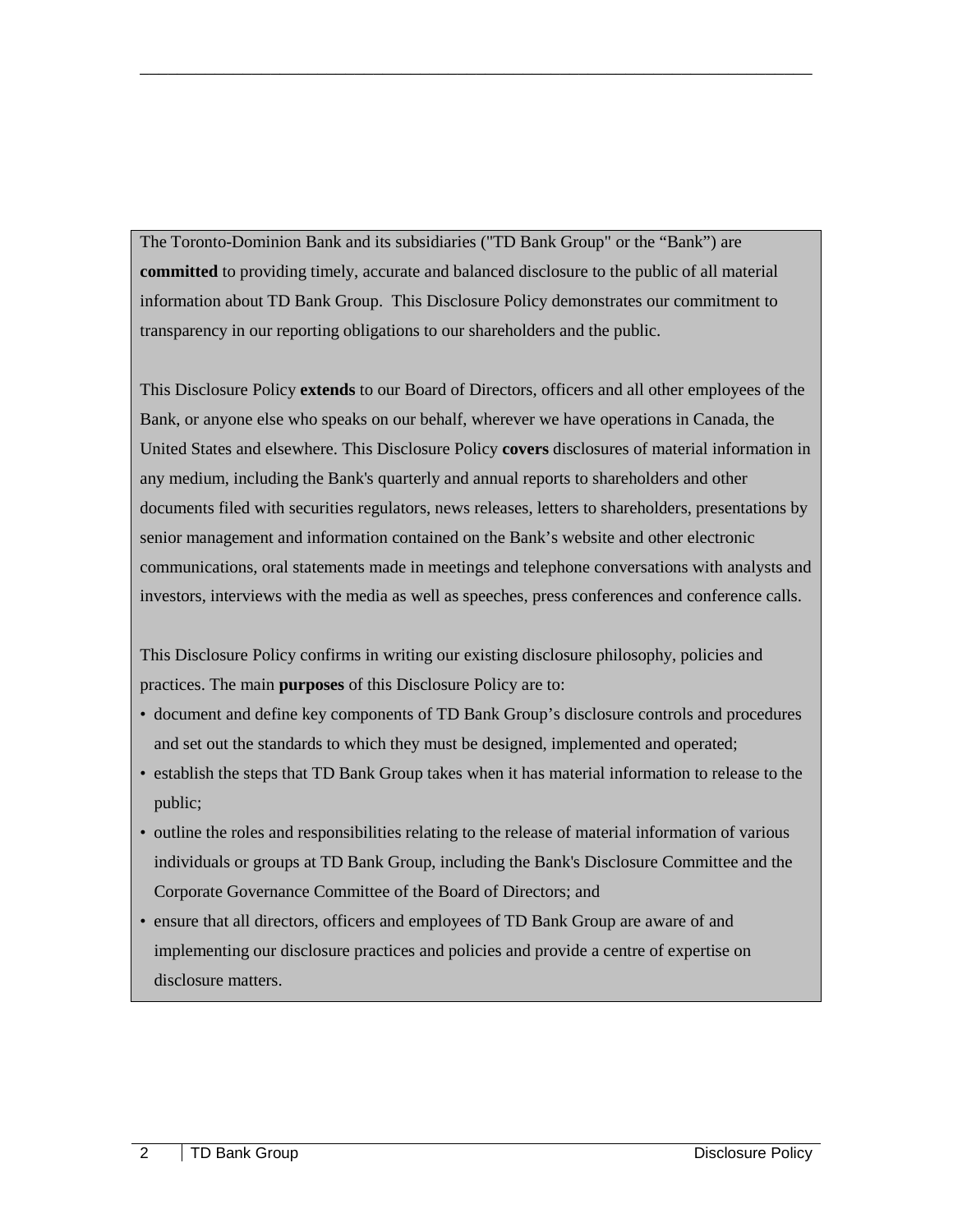The Toronto-Dominion Bank and its subsidiaries ("TD Bank Group" or the “Bank”) are **committed** to providing timely, accurate and balanced disclosure to the public of all material information about TD Bank Group. This Disclosure Policy demonstrates our commitment to transparency in our reporting obligations to our shareholders and the public.

This Disclosure Policy **extends** to our Board of Directors, officers and all other employees of the Bank, or anyone else who speaks on our behalf, wherever we have operations in Canada, the United States and elsewhere. This Disclosure Policy **covers** disclosures of material information in any medium, including the Bank's quarterly and annual reports to shareholders and other documents filed with securities regulators, news releases, letters to shareholders, presentations by senior management and information contained on the Bank’s website and other electronic communications, oral statements made in meetings and telephone conversations with analysts and investors, interviews with the media as well as speeches, press conferences and conference calls.

This Disclosure Policy confirms in writing our existing disclosure philosophy, policies and practices. The main **purposes** of this Disclosure Policy are to:

- document and define key components of TD Bank Group’s disclosure controls and procedures and set out the standards to which they must be designed, implemented and operated;
- establish the steps that TD Bank Group takes when it has material information to release to the public;
- outline the roles and responsibilities relating to the release of material information of various individuals or groups at TD Bank Group, including the Bank's Disclosure Committee and the Corporate Governance Committee of the Board of Directors; and
- ensure that all directors, officers and employees of TD Bank Group are aware of and implementing our disclosure practices and policies and provide a centre of expertise on disclosure matters.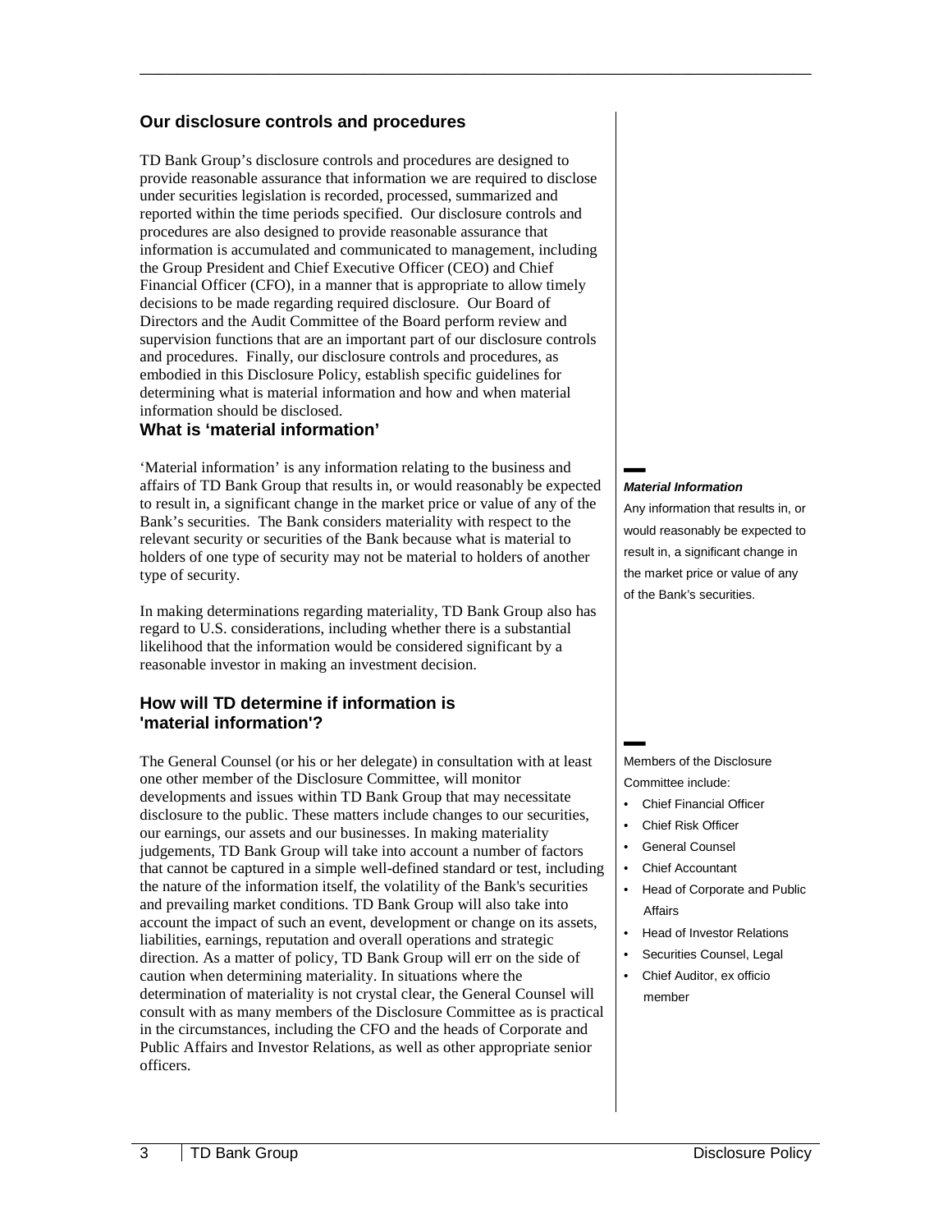## Our disclosure controls and procedures

TD Bank Group's disclosure controls and procedures are designed to provide reasonable assurance that information we are required to disclose under securities legislation is recorded, processed, summarized and reported within the time periods specified. Our disclosure controls and procedures are also designed to provide reasonable assurance that information is accumulated and communicated to management, including the Group President and Chief Executive Officer (CEO) and Chief Financial Officer (CFO), in a manner that is appropriate to allow timely decisions to be made regarding required disclosure. Our Board of Directors and the Audit Committee of the Board perform review and supervision functions that are an important part of our disclosure controls and procedures. Finally, our disclosure controls and procedures, as embodied in this Disclosure Policy, establish specific guidelines for determining what is material information and how and when material information should be disclosed.

## What is 'material information'

'Material information' is any information relating to the business and affairs of TD Bank Group that results in, or would reasonably be expected to result in, a significant change in the market price or value of any of the Bank's securities. The Bank considers materiality with respect to the relevant security or securities of the Bank because what is material to holders of one type of security may not be material to holders of another type of security.

***Material Information***
Any information that results in, or would reasonably be expected to result in, a significant change in the market price or value of any of the Bank's securities.

In making determinations regarding materiality, TD Bank Group also has regard to U.S. considerations, including whether there is a substantial likelihood that the information would be considered significant by a reasonable investor in making an investment decision.

## How will TD determine if information is 'material information'?

The General Counsel (or his or her delegate) in consultation with at least one other member of the Disclosure Committee, will monitor developments and issues within TD Bank Group that may necessitate disclosure to the public. These matters include changes to our securities, our earnings, our assets and our businesses. In making materiality judgements, TD Bank Group will take into account a number of factors that cannot be captured in a simple well-defined standard or test, including the nature of the information itself, the volatility of the Bank's securities and prevailing market conditions. TD Bank Group will also take into account the impact of such an event, development or change on its assets, liabilities, earnings, reputation and overall operations and strategic direction. As a matter of policy, TD Bank Group will err on the side of caution when determining materiality. In situations where the determination of materiality is not crystal clear, the General Counsel will consult with as many members of the Disclosure Committee as is practical in the circumstances, including the CFO and the heads of Corporate and Public Affairs and Investor Relations, as well as other appropriate senior officers.

Members of the Disclosure Committee include:

- Chief Financial Officer
- Chief Risk Officer
- General Counsel
- Chief Accountant
- Head of Corporate and Public Affairs
- Head of Investor Relations
- Securities Counsel, Legal
- Chief Auditor, ex officio member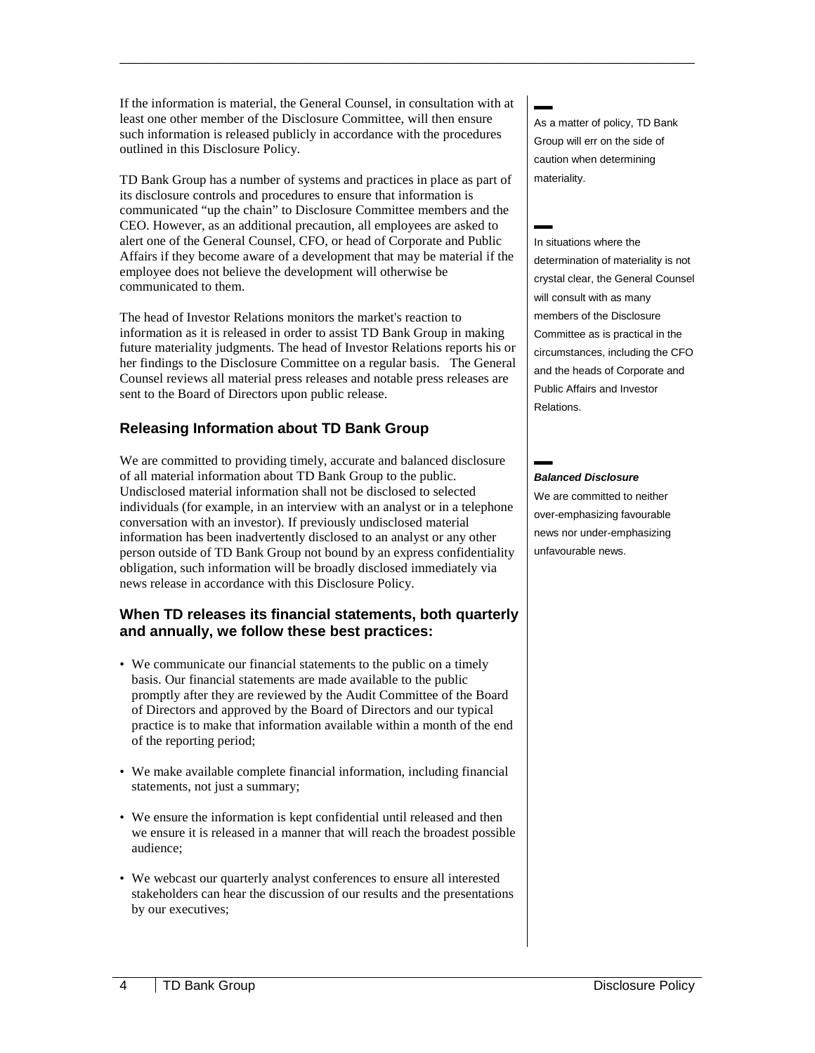If the information is material, the General Counsel, in consultation with at least one other member of the Disclosure Committee, will then ensure such information is released publicly in accordance with the procedures outlined in this Disclosure Policy.

As a matter of policy, TD Bank Group will err on the side of caution when determining materiality.

TD Bank Group has a number of systems and practices in place as part of its disclosure controls and procedures to ensure that information is communicated "up the chain" to Disclosure Committee members and the CEO. However, as an additional precaution, all employees are asked to alert one of the General Counsel, CFO, or head of Corporate and Public Affairs if they become aware of a development that may be material if the employee does not believe the development will otherwise be communicated to them.

In situations where the determination of materiality is not crystal clear, the General Counsel will consult with as many members of the Disclosure Committee as is practical in the circumstances, including the CFO and the heads of Corporate and Public Affairs and Investor Relations.

The head of Investor Relations monitors the market's reaction to information as it is released in order to assist TD Bank Group in making future materiality judgments. The head of Investor Relations reports his or her findings to the Disclosure Committee on a regular basis. The General Counsel reviews all material press releases and notable press releases are sent to the Board of Directors upon public release.

## Releasing Information about TD Bank Group

We are committed to providing timely, accurate and balanced disclosure of all material information about TD Bank Group to the public. Undisclosed material information shall not be disclosed to selected individuals (for example, in an interview with an analyst or in a telephone conversation with an investor). If previously undisclosed material information has been inadvertently disclosed to an analyst or any other person outside of TD Bank Group not bound by an express confidentiality obligation, such information will be broadly disclosed immediately via news release in accordance with this Disclosure Policy.

***Balanced Disclosure***

We are committed to neither over-emphasizing favourable news nor under-emphasizing unfavourable news.

### When TD releases its financial statements, both quarterly and annually, we follow these best practices:

- We communicate our financial statements to the public on a timely basis. Our financial statements are made available to the public promptly after they are reviewed by the Audit Committee of the Board of Directors and approved by the Board of Directors and our typical practice is to make that information available within a month of the end of the reporting period;
- We make available complete financial information, including financial statements, not just a summary;
- We ensure the information is kept confidential until released and then we ensure it is released in a manner that will reach the broadest possible audience;
- We webcast our quarterly analyst conferences to ensure all interested stakeholders can hear the discussion of our results and the presentations by our executives;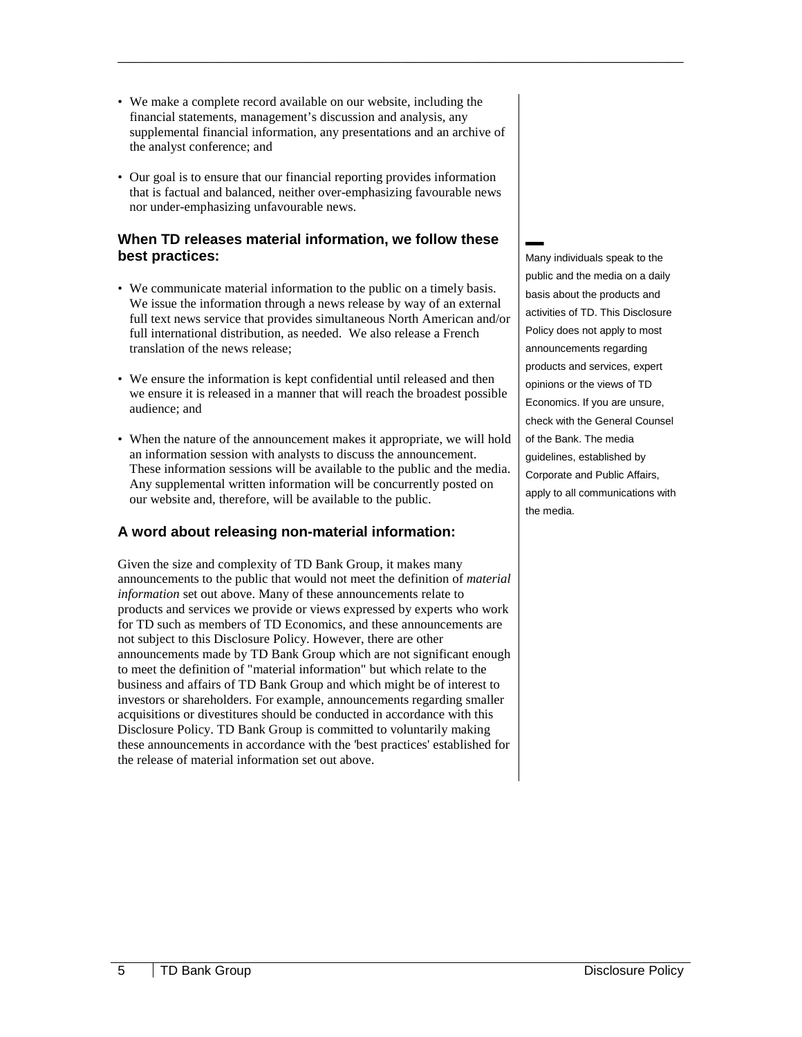- We make a complete record available on our website, including the financial statements, management's discussion and analysis, any supplemental financial information, any presentations and an archive of the analyst conference; and
- Our goal is to ensure that our financial reporting provides information that is factual and balanced, neither over-emphasizing favourable news nor under-emphasizing unfavourable news.

### When TD releases material information, we follow these best practices:

- We communicate material information to the public on a timely basis. We issue the information through a news release by way of an external full text news service that provides simultaneous North American and/or full international distribution, as needed. We also release a French translation of the news release;
- We ensure the information is kept confidential until released and then we ensure it is released in a manner that will reach the broadest possible audience; and
- When the nature of the announcement makes it appropriate, we will hold an information session with analysts to discuss the announcement. These information sessions will be available to the public and the media. Any supplemental written information will be concurrently posted on our website and, therefore, will be available to the public.

Many individuals speak to the public and the media on a daily basis about the products and activities of TD. This Disclosure Policy does not apply to most announcements regarding products and services, expert opinions or the views of TD Economics. If you are unsure, check with the General Counsel of the Bank. The media guidelines, established by Corporate and Public Affairs, apply to all communications with the media.

### A word about releasing non-material information:

Given the size and complexity of TD Bank Group, it makes many announcements to the public that would not meet the definition of *material information* set out above. Many of these announcements relate to products and services we provide or views expressed by experts who work for TD such as members of TD Economics, and these announcements are not subject to this Disclosure Policy. However, there are other announcements made by TD Bank Group which are not significant enough to meet the definition of "material information" but which relate to the business and affairs of TD Bank Group and which might be of interest to investors or shareholders. For example, announcements regarding smaller acquisitions or divestitures should be conducted in accordance with this Disclosure Policy. TD Bank Group is committed to voluntarily making these announcements in accordance with the 'best practices' established for the release of material information set out above.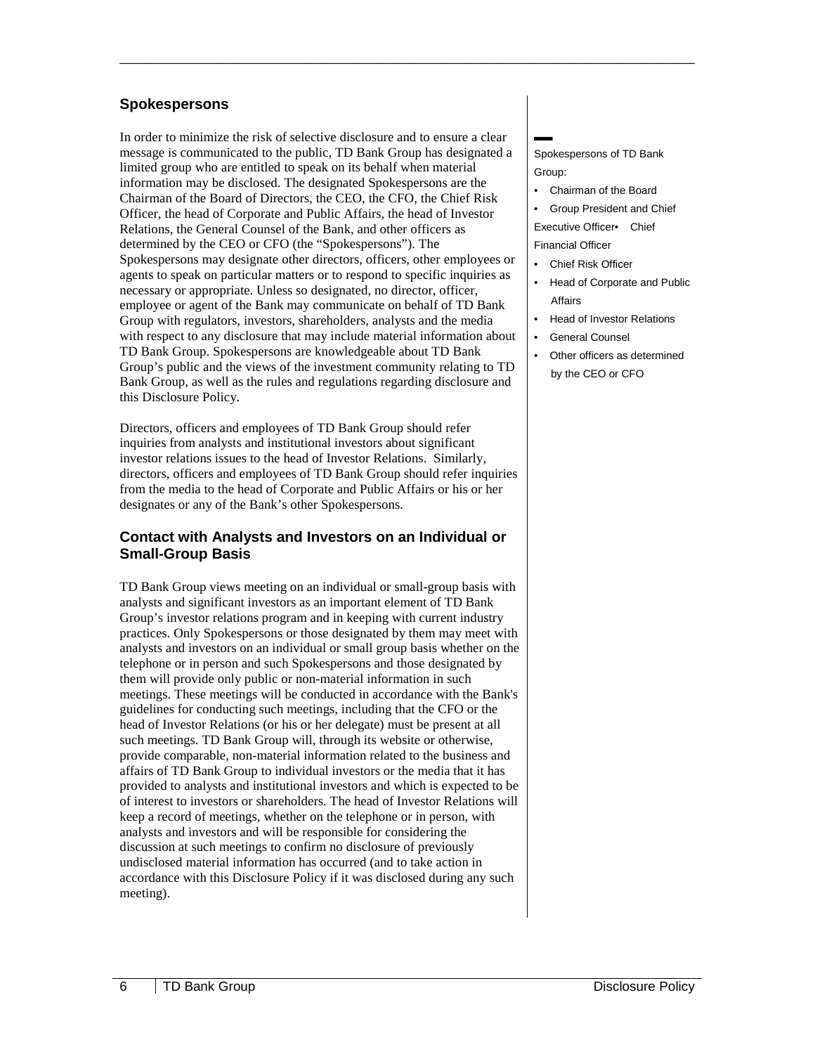## Spokespersons

In order to minimize the risk of selective disclosure and to ensure a clear message is communicated to the public, TD Bank Group has designated a limited group who are entitled to speak on its behalf when material information may be disclosed. The designated Spokespersons are the Chairman of the Board of Directors, the CEO, the CFO, the Chief Risk Officer, the head of Corporate and Public Affairs, the head of Investor Relations, the General Counsel of the Bank, and other officers as determined by the CEO or CFO (the "Spokespersons"). The Spokespersons may designate other directors, officers, other employees or agents to speak on particular matters or to respond to specific inquiries as necessary or appropriate. Unless so designated, no director, officer, employee or agent of the Bank may communicate on behalf of TD Bank Group with regulators, investors, shareholders, analysts and the media with respect to any disclosure that may include material information about TD Bank Group. Spokespersons are knowledgeable about TD Bank Group's public and the views of the investment community relating to TD Bank Group, as well as the rules and regulations regarding disclosure and this Disclosure Policy.

Directors, officers and employees of TD Bank Group should refer inquiries from analysts and institutional investors about significant investor relations issues to the head of Investor Relations. Similarly, directors, officers and employees of TD Bank Group should refer inquiries from the media to the head of Corporate and Public Affairs or his or her designates or any of the Bank's other Spokespersons.

Spokespersons of TD Bank Group:

- Chairman of the Board
- Group President and Chief Executive Officer
- Chief Financial Officer
- Chief Risk Officer
- Head of Corporate and Public Affairs
- Head of Investor Relations
- General Counsel
- Other officers as determined by the CEO or CFO

## Contact with Analysts and Investors on an Individual or Small-Group Basis

TD Bank Group views meeting on an individual or small-group basis with analysts and significant investors as an important element of TD Bank Group's investor relations program and in keeping with current industry practices. Only Spokespersons or those designated by them may meet with analysts and investors on an individual or small group basis whether on the telephone or in person and such Spokespersons and those designated by them will provide only public or non-material information in such meetings. These meetings will be conducted in accordance with the Bank's guidelines for conducting such meetings, including that the CFO or the head of Investor Relations (or his or her delegate) must be present at all such meetings. TD Bank Group will, through its website or otherwise, provide comparable, non-material information related to the business and affairs of TD Bank Group to individual investors or the media that it has provided to analysts and institutional investors and which is expected to be of interest to investors or shareholders. The head of Investor Relations will keep a record of meetings, whether on the telephone or in person, with analysts and investors and will be responsible for considering the discussion at such meetings to confirm no disclosure of previously undisclosed material information has occurred (and to take action in accordance with this Disclosure Policy if it was disclosed during any such meeting).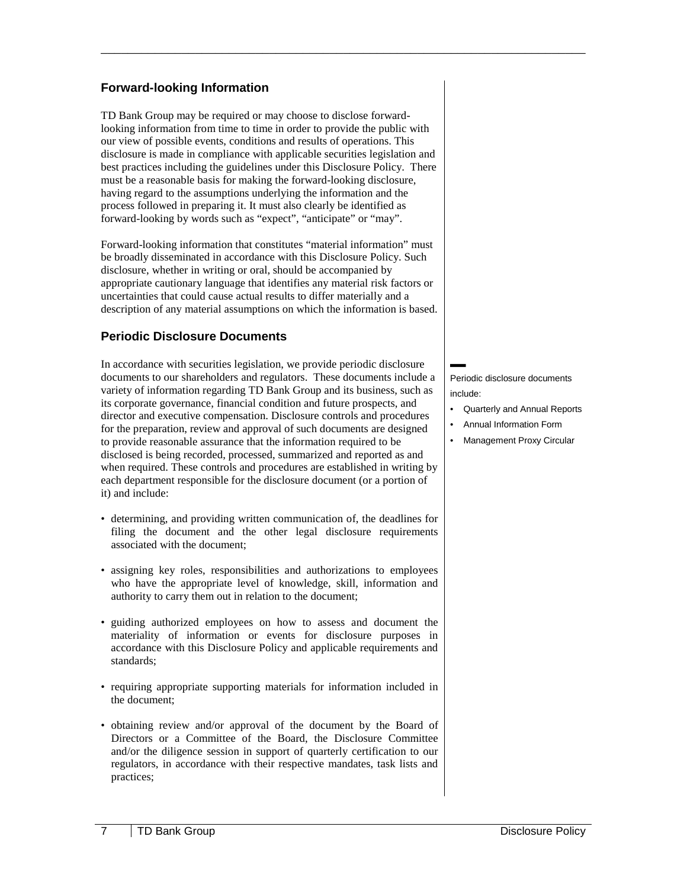## Forward-looking Information

TD Bank Group may be required or may choose to disclose forward-looking information from time to time in order to provide the public with our view of possible events, conditions and results of operations. This disclosure is made in compliance with applicable securities legislation and best practices including the guidelines under this Disclosure Policy. There must be a reasonable basis for making the forward-looking disclosure, having regard to the assumptions underlying the information and the process followed in preparing it. It must also clearly be identified as forward-looking by words such as "expect", "anticipate" or "may".

Forward-looking information that constitutes "material information" must be broadly disseminated in accordance with this Disclosure Policy. Such disclosure, whether in writing or oral, should be accompanied by appropriate cautionary language that identifies any material risk factors or uncertainties that could cause actual results to differ materially and a description of any material assumptions on which the information is based.

## Periodic Disclosure Documents

In accordance with securities legislation, we provide periodic disclosure documents to our shareholders and regulators. These documents include a variety of information regarding TD Bank Group and its business, such as its corporate governance, financial condition and future prospects, and director and executive compensation. Disclosure controls and procedures for the preparation, review and approval of such documents are designed to provide reasonable assurance that the information required to be disclosed is being recorded, processed, summarized and reported as and when required. These controls and procedures are established in writing by each department responsible for the disclosure document (or a portion of it) and include:

- determining, and providing written communication of, the deadlines for filing the document and the other legal disclosure requirements associated with the document;
- assigning key roles, responsibilities and authorizations to employees who have the appropriate level of knowledge, skill, information and authority to carry them out in relation to the document;
- guiding authorized employees on how to assess and document the materiality of information or events for disclosure purposes in accordance with this Disclosure Policy and applicable requirements and standards;
- requiring appropriate supporting materials for information included in the document;
- obtaining review and/or approval of the document by the Board of Directors or a Committee of the Board, the Disclosure Committee and/or the diligence session in support of quarterly certification to our regulators, in accordance with their respective mandates, task lists and practices;

Periodic disclosure documents include:

- Quarterly and Annual Reports
- Annual Information Form
- Management Proxy Circular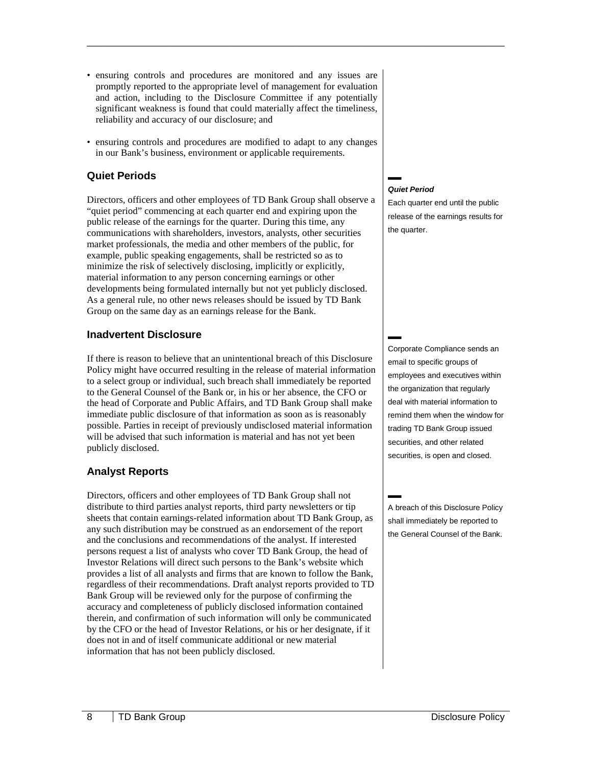- ensuring controls and procedures are monitored and any issues are promptly reported to the appropriate level of management for evaluation and action, including to the Disclosure Committee if any potentially significant weakness is found that could materially affect the timeliness, reliability and accuracy of our disclosure; and
- ensuring controls and procedures are modified to adapt to any changes in our Bank's business, environment or applicable requirements.

## Quiet Periods

Directors, officers and other employees of TD Bank Group shall observe a "quiet period" commencing at each quarter end and expiring upon the public release of the earnings for the quarter. During this time, any communications with shareholders, investors, analysts, other securities market professionals, the media and other members of the public, for example, public speaking engagements, shall be restricted so as to minimize the risk of selectively disclosing, implicitly or explicitly, material information to any person concerning earnings or other developments being formulated internally but not yet publicly disclosed. As a general rule, no other news releases should be issued by TD Bank Group on the same day as an earnings release for the Bank.

***Quiet Period***

Each quarter end until the public release of the earnings results for the quarter.

## Inadvertent Disclosure

If there is reason to believe that an unintentional breach of this Disclosure Policy might have occurred resulting in the release of material information to a select group or individual, such breach shall immediately be reported to the General Counsel of the Bank or, in his or her absence, the CFO or the head of Corporate and Public Affairs, and TD Bank Group shall make immediate public disclosure of that information as soon as is reasonably possible. Parties in receipt of previously undisclosed material information will be advised that such information is material and has not yet been publicly disclosed.

Corporate Compliance sends an email to specific groups of employees and executives within the organization that regularly deal with material information to remind them when the window for trading TD Bank Group issued securities, and other related securities, is open and closed.

## Analyst Reports

Directors, officers and other employees of TD Bank Group shall not distribute to third parties analyst reports, third party newsletters or tip sheets that contain earnings-related information about TD Bank Group, as any such distribution may be construed as an endorsement of the report and the conclusions and recommendations of the analyst. If interested persons request a list of analysts who cover TD Bank Group, the head of Investor Relations will direct such persons to the Bank's website which provides a list of all analysts and firms that are known to follow the Bank, regardless of their recommendations. Draft analyst reports provided to TD Bank Group will be reviewed only for the purpose of confirming the accuracy and completeness of publicly disclosed information contained therein, and confirmation of such information will only be communicated by the CFO or the head of Investor Relations, or his or her designate, if it does not in and of itself communicate additional or new material information that has not been publicly disclosed.

A breach of this Disclosure Policy shall immediately be reported to the General Counsel of the Bank.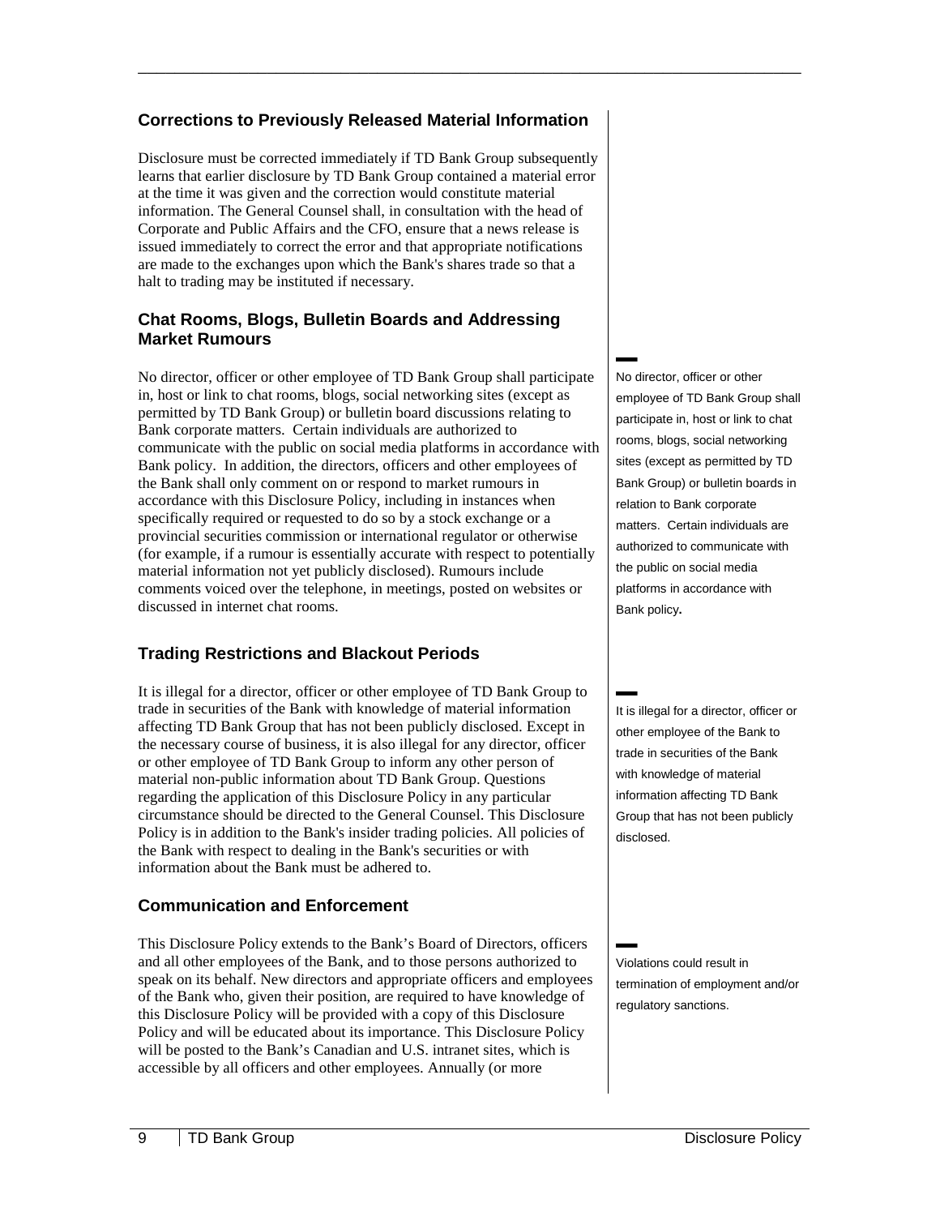## Corrections to Previously Released Material Information

Disclosure must be corrected immediately if TD Bank Group subsequently learns that earlier disclosure by TD Bank Group contained a material error at the time it was given and the correction would constitute material information. The General Counsel shall, in consultation with the head of Corporate and Public Affairs and the CFO, ensure that a news release is issued immediately to correct the error and that appropriate notifications are made to the exchanges upon which the Bank's shares trade so that a halt to trading may be instituted if necessary.

## Chat Rooms, Blogs, Bulletin Boards and Addressing Market Rumours

No director, officer or other employee of TD Bank Group shall participate in, host or link to chat rooms, blogs, social networking sites (except as permitted by TD Bank Group) or bulletin board discussions relating to Bank corporate matters. Certain individuals are authorized to communicate with the public on social media platforms in accordance with Bank policy. In addition, the directors, officers and other employees of the Bank shall only comment on or respond to market rumours in accordance with this Disclosure Policy, including in instances when specifically required or requested to do so by a stock exchange or a provincial securities commission or international regulator or otherwise (for example, if a rumour is essentially accurate with respect to potentially material information not yet publicly disclosed). Rumours include comments voiced over the telephone, in meetings, posted on websites or discussed in internet chat rooms.

No director, officer or other employee of TD Bank Group shall participate in, host or link to chat rooms, blogs, social networking sites (except as permitted by TD Bank Group) or bulletin boards in relation to Bank corporate matters. Certain individuals are authorized to communicate with the public on social media platforms in accordance with Bank policy.

## Trading Restrictions and Blackout Periods

It is illegal for a director, officer or other employee of TD Bank Group to trade in securities of the Bank with knowledge of material information affecting TD Bank Group that has not been publicly disclosed. Except in the necessary course of business, it is also illegal for any director, officer or other employee of TD Bank Group to inform any other person of material non-public information about TD Bank Group. Questions regarding the application of this Disclosure Policy in any particular circumstance should be directed to the General Counsel. This Disclosure Policy is in addition to the Bank's insider trading policies. All policies of the Bank with respect to dealing in the Bank's securities or with information about the Bank must be adhered to.

It is illegal for a director, officer or other employee of the Bank to trade in securities of the Bank with knowledge of material information affecting TD Bank Group that has not been publicly disclosed.

## Communication and Enforcement

This Disclosure Policy extends to the Bank's Board of Directors, officers and all other employees of the Bank, and to those persons authorized to speak on its behalf. New directors and appropriate officers and employees of the Bank who, given their position, are required to have knowledge of this Disclosure Policy will be provided with a copy of this Disclosure Policy and will be educated about its importance. This Disclosure Policy will be posted to the Bank's Canadian and U.S. intranet sites, which is accessible by all officers and other employees. Annually (or more

Violations could result in termination of employment and/or regulatory sanctions.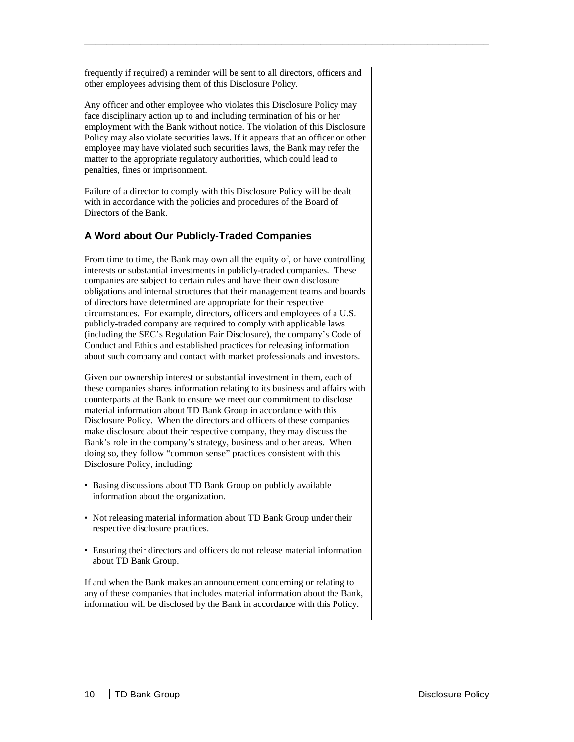frequently if required) a reminder will be sent to all directors, officers and other employees advising them of this Disclosure Policy.

Any officer and other employee who violates this Disclosure Policy may face disciplinary action up to and including termination of his or her employment with the Bank without notice. The violation of this Disclosure Policy may also violate securities laws. If it appears that an officer or other employee may have violated such securities laws, the Bank may refer the matter to the appropriate regulatory authorities, which could lead to penalties, fines or imprisonment.

Failure of a director to comply with this Disclosure Policy will be dealt with in accordance with the policies and procedures of the Board of Directors of the Bank.

## A Word about Our Publicly-Traded Companies

From time to time, the Bank may own all the equity of, or have controlling interests or substantial investments in publicly-traded companies. These companies are subject to certain rules and have their own disclosure obligations and internal structures that their management teams and boards of directors have determined are appropriate for their respective circumstances. For example, directors, officers and employees of a U.S. publicly-traded company are required to comply with applicable laws (including the SEC's Regulation Fair Disclosure), the company's Code of Conduct and Ethics and established practices for releasing information about such company and contact with market professionals and investors.

Given our ownership interest or substantial investment in them, each of these companies shares information relating to its business and affairs with counterparts at the Bank to ensure we meet our commitment to disclose material information about TD Bank Group in accordance with this Disclosure Policy. When the directors and officers of these companies make disclosure about their respective company, they may discuss the Bank's role in the company's strategy, business and other areas. When doing so, they follow "common sense" practices consistent with this Disclosure Policy, including:

- Basing discussions about TD Bank Group on publicly available information about the organization.
- Not releasing material information about TD Bank Group under their respective disclosure practices.
- Ensuring their directors and officers do not release material information about TD Bank Group.

If and when the Bank makes an announcement concerning or relating to any of these companies that includes material information about the Bank, information will be disclosed by the Bank in accordance with this Policy.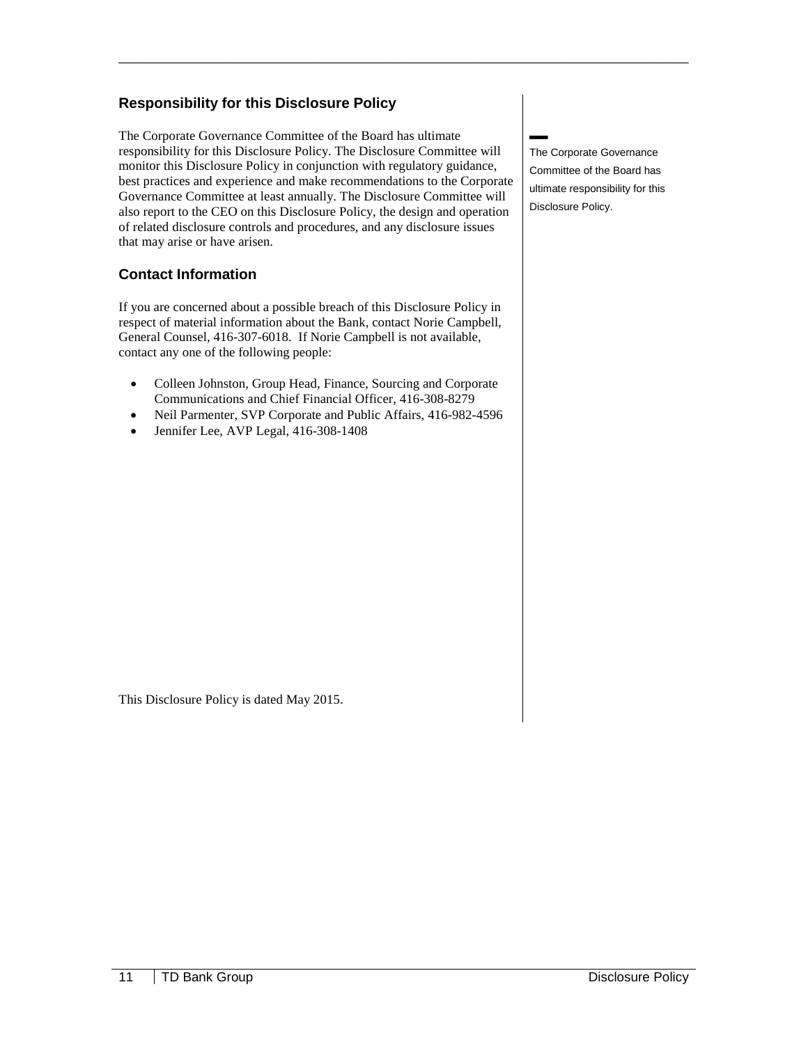## Responsibility for this Disclosure Policy

The Corporate Governance Committee of the Board has ultimate responsibility for this Disclosure Policy. The Disclosure Committee will monitor this Disclosure Policy in conjunction with regulatory guidance, best practices and experience and make recommendations to the Corporate Governance Committee at least annually. The Disclosure Committee will also report to the CEO on this Disclosure Policy, the design and operation of related disclosure controls and procedures, and any disclosure issues that may arise or have arisen.

The Corporate Governance Committee of the Board has ultimate responsibility for this Disclosure Policy.

## Contact Information

If you are concerned about a possible breach of this Disclosure Policy in respect of material information about the Bank, contact Norie Campbell, General Counsel, 416-307-6018. If Norie Campbell is not available, contact any one of the following people:

- Colleen Johnston, Group Head, Finance, Sourcing and Corporate Communications and Chief Financial Officer, 416-308-8279
- Neil Parmenter, SVP Corporate and Public Affairs, 416-982-4596
- Jennifer Lee, AVP Legal, 416-308-1408

This Disclosure Policy is dated May 2015.